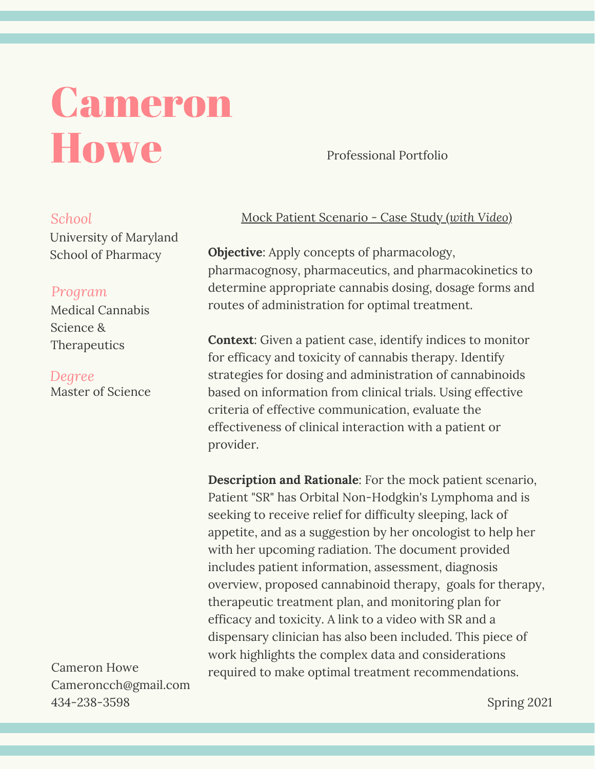# Cameron Howe

Professional Portfolio

*School*
University of Maryland School of Pharmacy

*Program*
Medical Cannabis Science & Therapeutics

*Degree*
Master of Science

## Mock Patient Scenario - Case Study (*with Video*)

**Objective**: Apply concepts of pharmacology, pharmacognosy, pharmaceutics, and pharmacokinetics to determine appropriate cannabis dosing, dosage forms and routes of administration for optimal treatment.

**Context**: Given a patient case, identify indices to monitor for efficacy and toxicity of cannabis therapy. Identify strategies for dosing and administration of cannabinoids based on information from clinical trials. Using effective criteria of effective communication, evaluate the effectiveness of clinical interaction with a patient or provider.

**Description and Rationale**: For the mock patient scenario, Patient "SR" has Orbital Non-Hodgkin's Lymphoma and is seeking to receive relief for difficulty sleeping, lack of appetite, and as a suggestion by her oncologist to help her with her upcoming radiation. The document provided includes patient information, assessment, diagnosis overview, proposed cannabinoid therapy, goals for therapy, therapeutic treatment plan, and monitoring plan for efficacy and toxicity. A link to a video with SR and a dispensary clinician has also been included. This piece of work highlights the complex data and considerations required to make optimal treatment recommendations.

Cameron Howe
Cameroncch@gmail.com
434-238-3598

Spring 2021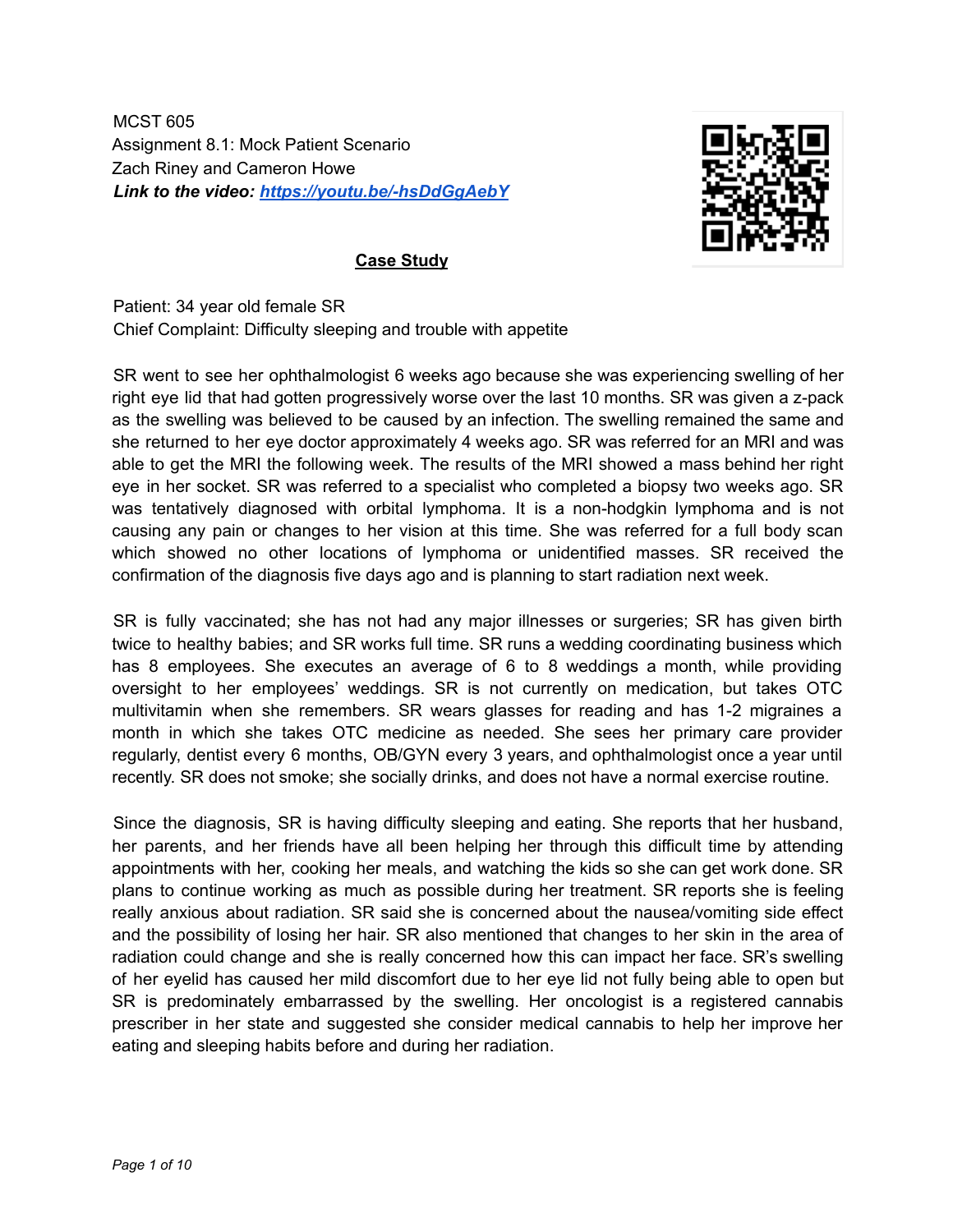MCST 605
Assignment 8.1: Mock Patient Scenario
Zach Riney and Cameron Howe
***Link to the video:*** ***[https://youtu.be/-hsDdGgAebY](https://youtu.be/-hsDdGgAebY)***

## Case Study

Patient: 34 year old female SR
Chief Complaint: Difficulty sleeping and trouble with appetite

SR went to see her ophthalmologist 6 weeks ago because she was experiencing swelling of her right eye lid that had gotten progressively worse over the last 10 months. SR was given a z-pack as the swelling was believed to be caused by an infection. The swelling remained the same and she returned to her eye doctor approximately 4 weeks ago. SR was referred for an MRI and was able to get the MRI the following week. The results of the MRI showed a mass behind her right eye in her socket. SR was referred to a specialist who completed a biopsy two weeks ago. SR was tentatively diagnosed with orbital lymphoma. It is a non-hodgkin lymphoma and is not causing any pain or changes to her vision at this time. She was referred for a full body scan which showed no other locations of lymphoma or unidentified masses. SR received the confirmation of the diagnosis five days ago and is planning to start radiation next week.

SR is fully vaccinated; she has not had any major illnesses or surgeries; SR has given birth twice to healthy babies; and SR works full time. SR runs a wedding coordinating business which has 8 employees. She executes an average of 6 to 8 weddings a month, while providing oversight to her employees' weddings. SR is not currently on medication, but takes OTC multivitamin when she remembers. SR wears glasses for reading and has 1-2 migraines a month in which she takes OTC medicine as needed. She sees her primary care provider regularly, dentist every 6 months, OB/GYN every 3 years, and ophthalmologist once a year until recently. SR does not smoke; she socially drinks, and does not have a normal exercise routine.

Since the diagnosis, SR is having difficulty sleeping and eating. She reports that her husband, her parents, and her friends have all been helping her through this difficult time by attending appointments with her, cooking her meals, and watching the kids so she can get work done. SR plans to continue working as much as possible during her treatment. SR reports she is feeling really anxious about radiation. SR said she is concerned about the nausea/vomiting side effect and the possibility of losing her hair. SR also mentioned that changes to her skin in the area of radiation could change and she is really concerned how this can impact her face. SR's swelling of her eyelid has caused her mild discomfort due to her eye lid not fully being able to open but SR is predominately embarrassed by the swelling. Her oncologist is a registered cannabis prescriber in her state and suggested she consider medical cannabis to help her improve her eating and sleeping habits before and during her radiation.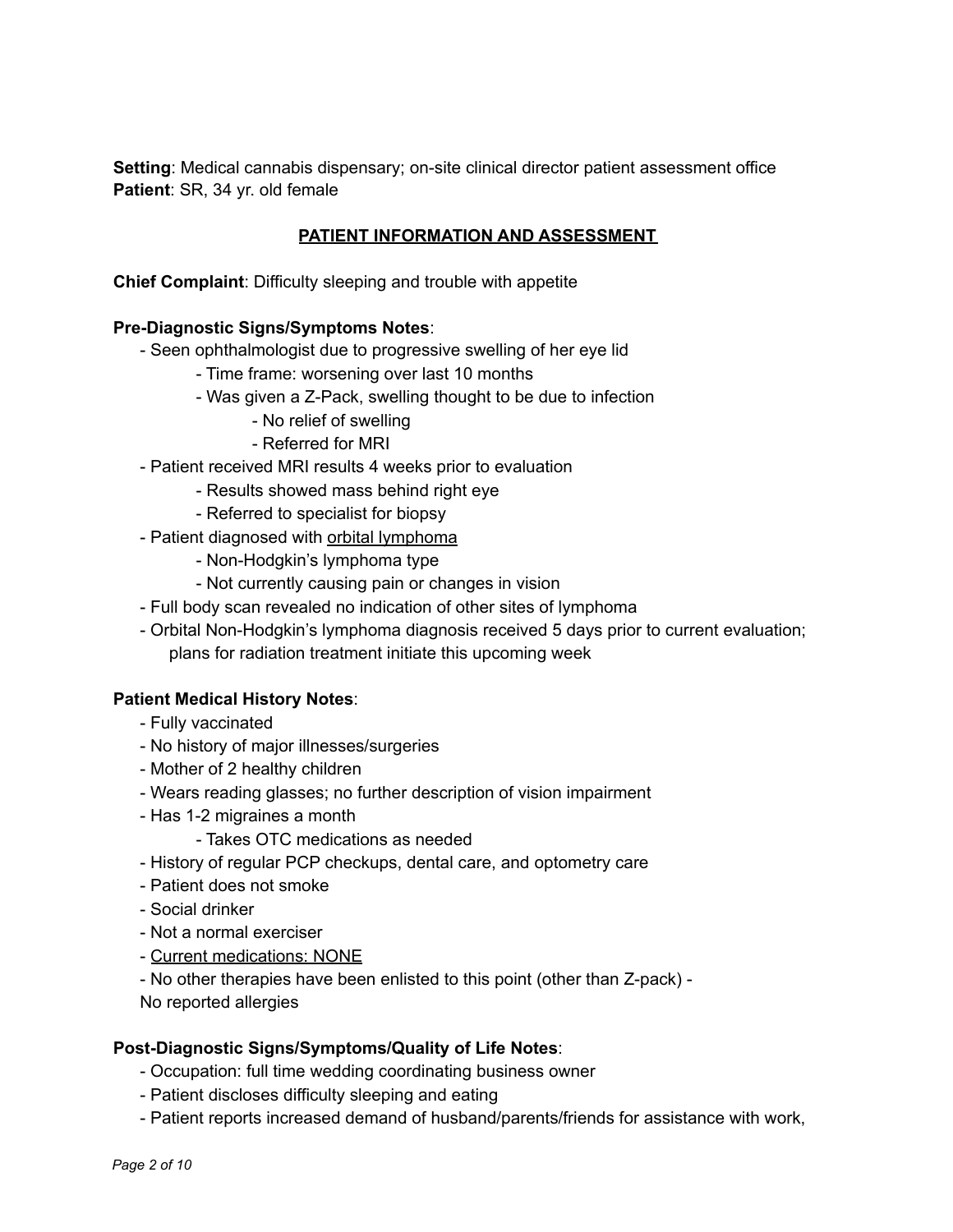**Setting**: Medical cannabis dispensary; on-site clinical director patient assessment office
**Patient**: SR, 34 yr. old female

## <u>PATIENT INFORMATION AND ASSESSMENT</u>

**Chief Complaint**: Difficulty sleeping and trouble with appetite

**Pre-Diagnostic Signs/Symptoms Notes**:

- Seen ophthalmologist due to progressive swelling of her eye lid
  - Time frame: worsening over last 10 months
  - Was given a Z-Pack, swelling thought to be due to infection
    - No relief of swelling
    - Referred for MRI
- Patient received MRI results 4 weeks prior to evaluation
  - Results showed mass behind right eye
  - Referred to specialist for biopsy
- Patient diagnosed with <u>orbital lymphoma</u>
  - Non-Hodgkin's lymphoma type
  - Not currently causing pain or changes in vision
- Full body scan revealed no indication of other sites of lymphoma
- Orbital Non-Hodgkin's lymphoma diagnosis received 5 days prior to current evaluation; plans for radiation treatment initiate this upcoming week

**Patient Medical History Notes**:

- Fully vaccinated
- No history of major illnesses/surgeries
- Mother of 2 healthy children
- Wears reading glasses; no further description of vision impairment
- Has 1-2 migraines a month
  - Takes OTC medications as needed
- History of regular PCP checkups, dental care, and optometry care
- Patient does not smoke
- Social drinker
- Not a normal exerciser
- <u>Current medications: NONE</u>
- No other therapies have been enlisted to this point (other than Z-pack) -
No reported allergies

**Post-Diagnostic Signs/Symptoms/Quality of Life Notes**:

- Occupation: full time wedding coordinating business owner
- Patient discloses difficulty sleeping and eating
- Patient reports increased demand of husband/parents/friends for assistance with work,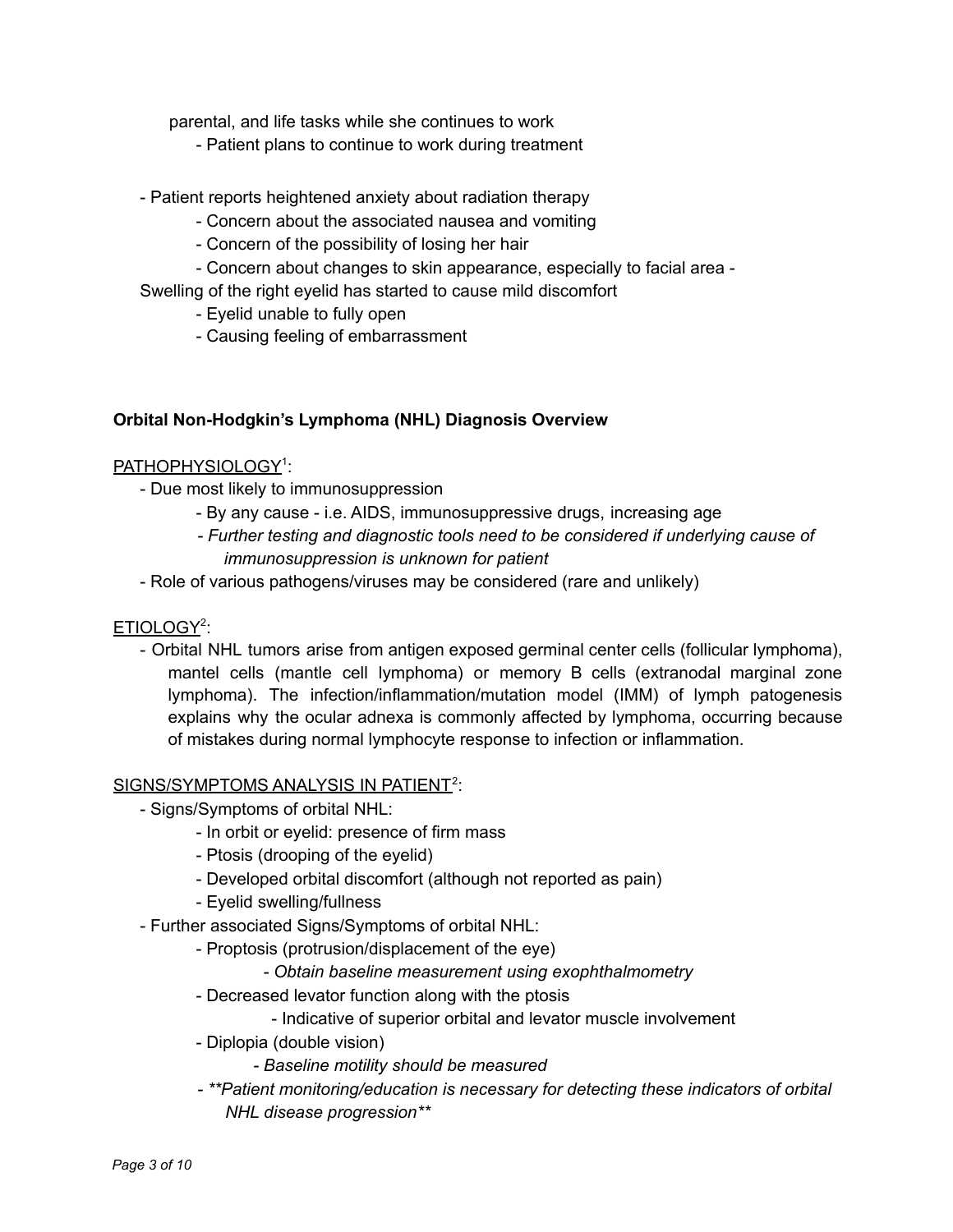parental, and life tasks while she continues to work

- Patient plans to continue to work during treatment

- Patient reports heightened anxiety about radiation therapy
  - Concern about the associated nausea and vomiting
  - Concern of the possibility of losing her hair
  - Concern about changes to skin appearance, especially to facial area -

Swelling of the right eyelid has started to cause mild discomfort

  - Eyelid unable to fully open
  - Causing feeling of embarrassment

**Orbital Non-Hodgkin's Lymphoma (NHL) Diagnosis Overview**

PATHOPHYSIOLOGY[1]:

- Due most likely to immunosuppression
  - By any cause - i.e. AIDS, immunosuppressive drugs, increasing age
  - *Further testing and diagnostic tools need to be considered if underlying cause of immunosuppression is unknown for patient*
- Role of various pathogens/viruses may be considered (rare and unlikely)

ETIOLOGY[2]:

- Orbital NHL tumors arise from antigen exposed germinal center cells (follicular lymphoma), mantel cells (mantle cell lymphoma) or memory B cells (extranodal marginal zone lymphoma). The infection/inflammation/mutation model (IMM) of lymph patogenesis explains why the ocular adnexa is commonly affected by lymphoma, occurring because of mistakes during normal lymphocyte response to infection or inflammation.

SIGNS/SYMPTOMS ANALYSIS IN PATIENT[2]:

- Signs/Symptoms of orbital NHL:
  - In orbit or eyelid: presence of firm mass
  - Ptosis (drooping of the eyelid)
  - Developed orbital discomfort (although not reported as pain)
  - Eyelid swelling/fullness
- Further associated Signs/Symptoms of orbital NHL:
  - Proptosis (protrusion/displacement of the eye)
    - *Obtain baseline measurement using exophthalmometry*
  - Decreased levator function along with the ptosis
    - Indicative of superior orbital and levator muscle involvement
  - Diplopia (double vision)
    - *Baseline motility should be measured*
  - ***Patient monitoring/education is necessary for detecting these indicators of orbital NHL disease progression***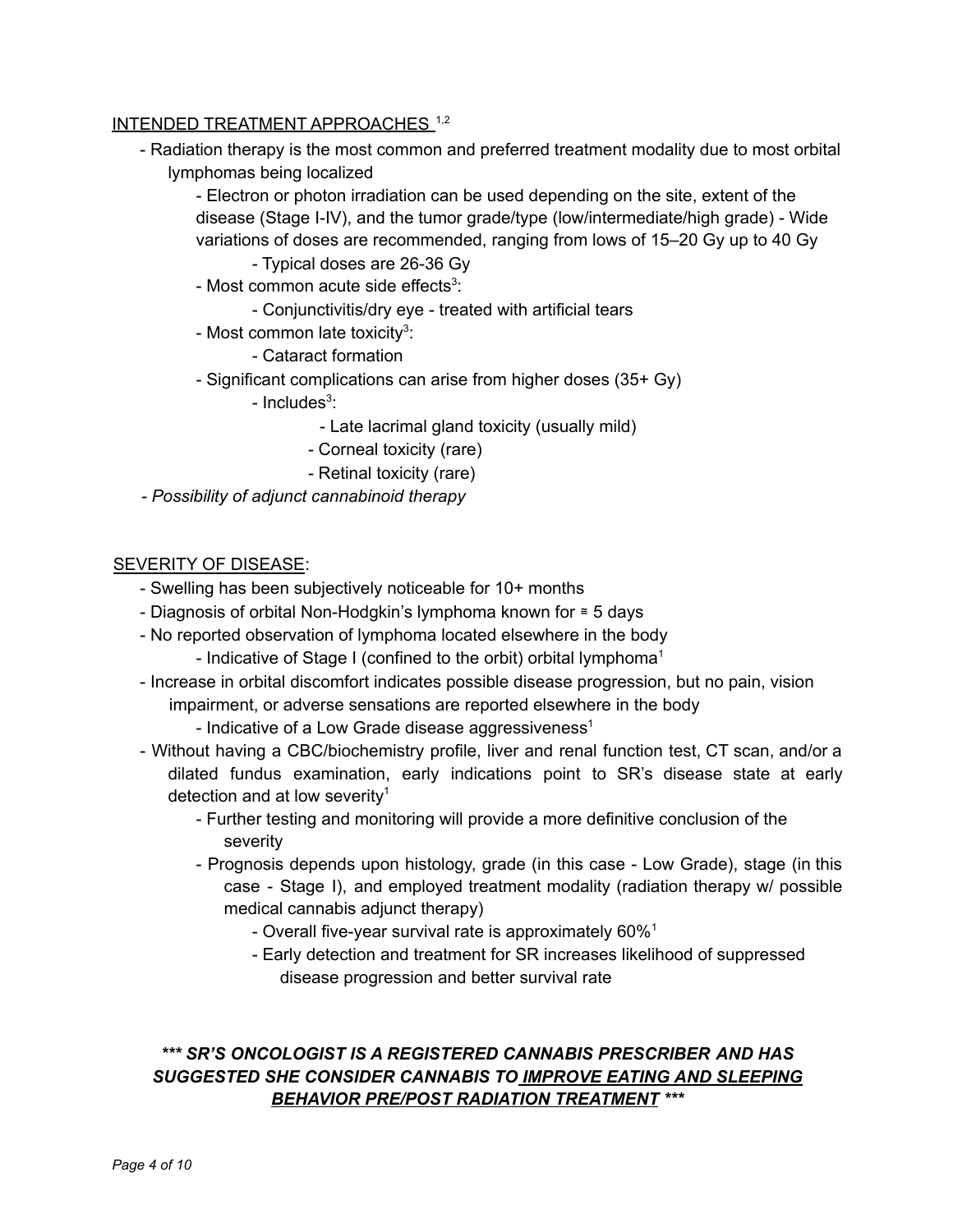<u>INTENDED TREATMENT APPROACHES</u> [1,2]

- Radiation therapy is the most common and preferred treatment modality due to most orbital lymphomas being localized
    - Electron or photon irradiation can be used depending on the site, extent of the disease (Stage I-IV), and the tumor grade/type (low/intermediate/high grade) - Wide variations of doses are recommended, ranging from lows of 15–20 Gy up to 40 Gy
        - Typical doses are 26-36 Gy
    - Most common acute side effects[3]:
        - Conjunctivitis/dry eye - treated with artificial tears
    - Most common late toxicity[3]:
        - Cataract formation
    - Significant complications can arise from higher doses (35+ Gy)
        - Includes[3]:
            - Late lacrimal gland toxicity (usually mild)
            - Corneal toxicity (rare)
            - Retinal toxicity (rare)
- *Possibility of adjunct cannabinoid therapy*

<u>SEVERITY OF DISEASE</u>:

- Swelling has been subjectively noticeable for 10+ months
- Diagnosis of orbital Non-Hodgkin's lymphoma known for ≅ 5 days
- No reported observation of lymphoma located elsewhere in the body
    - Indicative of Stage I (confined to the orbit) orbital lymphoma[1]
- Increase in orbital discomfort indicates possible disease progression, but no pain, vision impairment, or adverse sensations are reported elsewhere in the body
    - Indicative of a Low Grade disease aggressiveness[1]
- Without having a CBC/biochemistry profile, liver and renal function test, CT scan, and/or a dilated fundus examination, early indications point to SR's disease state at early detection and at low severity[1]
    - Further testing and monitoring will provide a more definitive conclusion of the severity
    - Prognosis depends upon histology, grade (in this case - Low Grade), stage (in this case - Stage I), and employed treatment modality (radiation therapy w/ possible medical cannabis adjunct therapy)
        - Overall five-year survival rate is approximately 60%[1]
        - Early detection and treatment for SR increases likelihood of suppressed disease progression and better survival rate

***\*\*\* SR'S ONCOLOGIST IS A REGISTERED CANNABIS PRESCRIBER AND HAS SUGGESTED SHE CONSIDER CANNABIS TO <u>IMPROVE EATING AND SLEEPING BEHAVIOR PRE/POST RADIATION TREATMENT</u> \*\*\****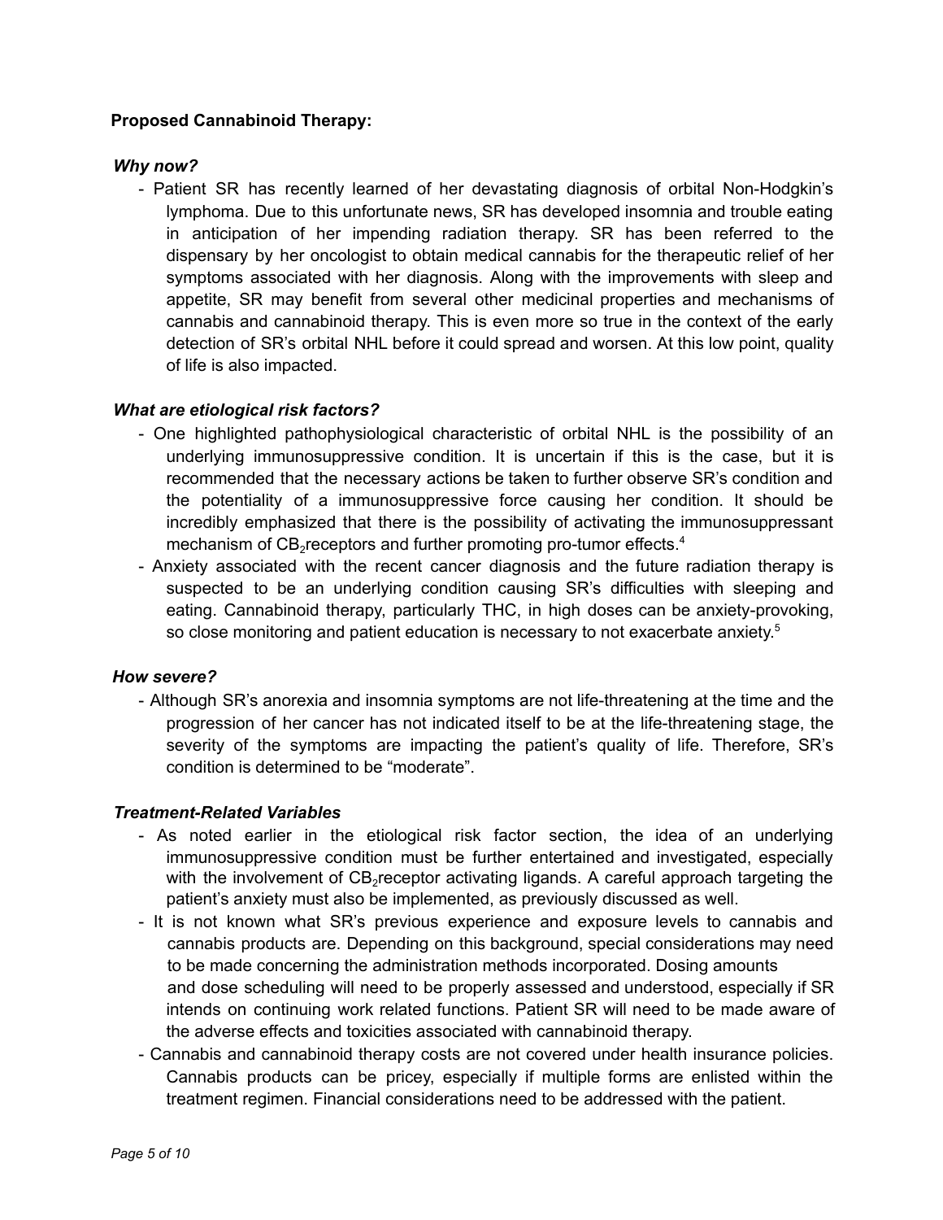**Proposed Cannabinoid Therapy:**

***Why now?***

- Patient SR has recently learned of her devastating diagnosis of orbital Non-Hodgkin's lymphoma. Due to this unfortunate news, SR has developed insomnia and trouble eating in anticipation of her impending radiation therapy. SR has been referred to the dispensary by her oncologist to obtain medical cannabis for the therapeutic relief of her symptoms associated with her diagnosis. Along with the improvements with sleep and appetite, SR may benefit from several other medicinal properties and mechanisms of cannabis and cannabinoid therapy. This is even more so true in the context of the early detection of SR's orbital NHL before it could spread and worsen. At this low point, quality of life is also impacted.

***What are etiological risk factors?***

- One highlighted pathophysiological characteristic of orbital NHL is the possibility of an underlying immunosuppressive condition. It is uncertain if this is the case, but it is recommended that the necessary actions be taken to further observe SR's condition and the potentiality of a immunosuppressive force causing her condition. It should be incredibly emphasized that there is the possibility of activating the immunosuppressant mechanism of $CB_2$receptors and further promoting pro-tumor effects.[4]
- Anxiety associated with the recent cancer diagnosis and the future radiation therapy is suspected to be an underlying condition causing SR's difficulties with sleeping and eating. Cannabinoid therapy, particularly THC, in high doses can be anxiety-provoking, so close monitoring and patient education is necessary to not exacerbate anxiety.[5]

***How severe?***

- Although SR's anorexia and insomnia symptoms are not life-threatening at the time and the progression of her cancer has not indicated itself to be at the life-threatening stage, the severity of the symptoms are impacting the patient's quality of life. Therefore, SR's condition is determined to be "moderate".

***Treatment-Related Variables***

- As noted earlier in the etiological risk factor section, the idea of an underlying immunosuppressive condition must be further entertained and investigated, especially with the involvement of $CB_2$receptor activating ligands. A careful approach targeting the patient's anxiety must also be implemented, as previously discussed as well.
- It is not known what SR's previous experience and exposure levels to cannabis and cannabis products are. Depending on this background, special considerations may need to be made concerning the administration methods incorporated. Dosing amounts and dose scheduling will need to be properly assessed and understood, especially if SR intends on continuing work related functions. Patient SR will need to be made aware of the adverse effects and toxicities associated with cannabinoid therapy.
- Cannabis and cannabinoid therapy costs are not covered under health insurance policies. Cannabis products can be pricey, especially if multiple forms are enlisted within the treatment regimen. Financial considerations need to be addressed with the patient.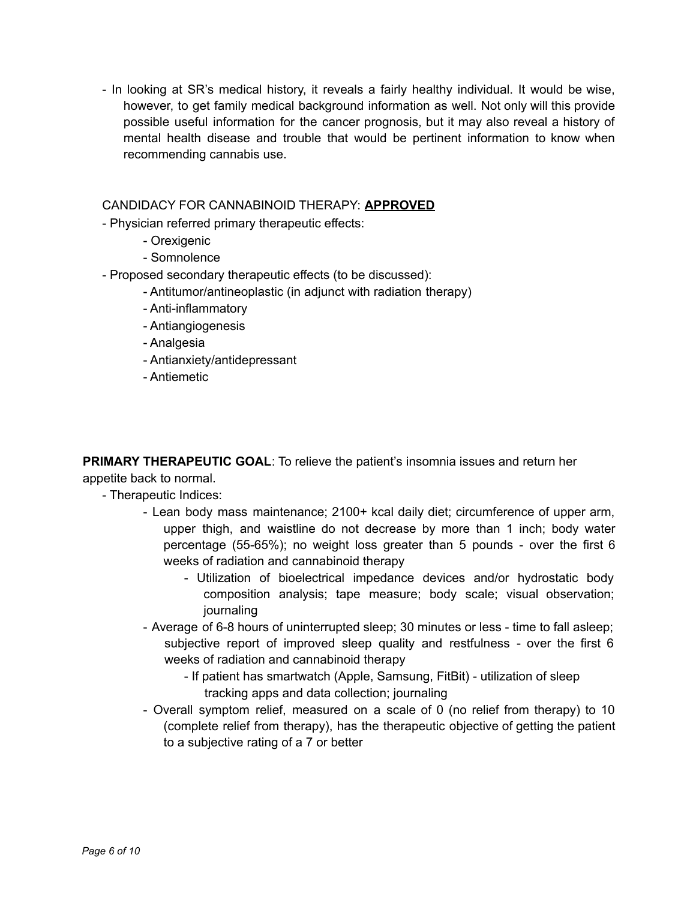- In looking at SR's medical history, it reveals a fairly healthy individual. It would be wise, however, to get family medical background information as well. Not only will this provide possible useful information for the cancer prognosis, but it may also reveal a history of mental health disease and trouble that would be pertinent information to know when recommending cannabis use.

CANDIDACY FOR CANNABINOID THERAPY: <u>**APPROVED**</u>

- Physician referred primary therapeutic effects:
    - Orexigenic
    - Somnolence
- Proposed secondary therapeutic effects (to be discussed):
    - Antitumor/antineoplastic (in adjunct with radiation therapy)
    - Anti-inflammatory
    - Antiangiogenesis
    - Analgesia
    - Antianxiety/antidepressant
    - Antiemetic

**PRIMARY THERAPEUTIC GOAL**: To relieve the patient's insomnia issues and return her appetite back to normal.

- Therapeutic Indices:
    - Lean body mass maintenance; 2100+ kcal daily diet; circumference of upper arm, upper thigh, and waistline do not decrease by more than 1 inch; body water percentage (55-65%); no weight loss greater than 5 pounds - over the first 6 weeks of radiation and cannabinoid therapy
        - Utilization of bioelectrical impedance devices and/or hydrostatic body composition analysis; tape measure; body scale; visual observation; journaling
    - Average of 6-8 hours of uninterrupted sleep; 30 minutes or less - time to fall asleep; subjective report of improved sleep quality and restfulness - over the first 6 weeks of radiation and cannabinoid therapy
        - If patient has smartwatch (Apple, Samsung, FitBit) - utilization of sleep tracking apps and data collection; journaling
    - Overall symptom relief, measured on a scale of 0 (no relief from therapy) to 10 (complete relief from therapy), has the therapeutic objective of getting the patient to a subjective rating of a 7 or better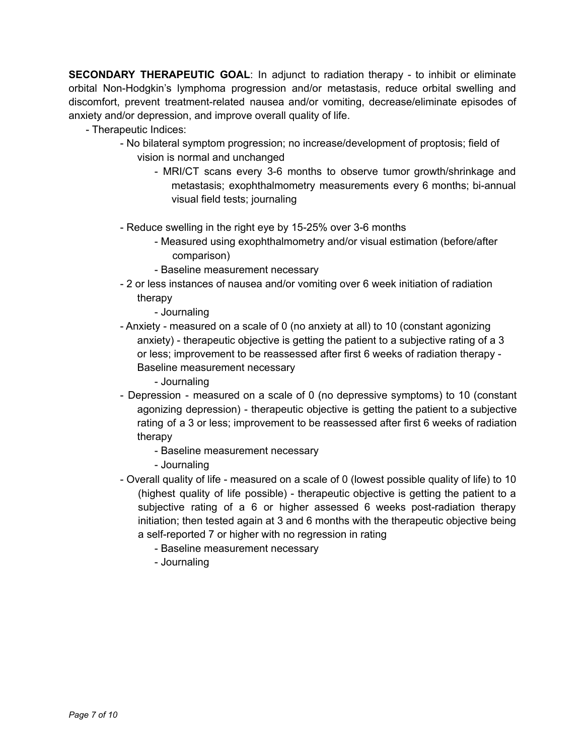**SECONDARY THERAPEUTIC GOAL**: In adjunct to radiation therapy - to inhibit or eliminate orbital Non-Hodgkin's lymphoma progression and/or metastasis, reduce orbital swelling and discomfort, prevent treatment-related nausea and/or vomiting, decrease/eliminate episodes of anxiety and/or depression, and improve overall quality of life.

- Therapeutic Indices:
    - No bilateral symptom progression; no increase/development of proptosis; field of vision is normal and unchanged
        - MRI/CT scans every 3-6 months to observe tumor growth/shrinkage and metastasis; exophthalmometry measurements every 6 months; bi-annual visual field tests; journaling
    - Reduce swelling in the right eye by 15-25% over 3-6 months
        - Measured using exophthalmometry and/or visual estimation (before/after comparison)
        - Baseline measurement necessary
    - 2 or less instances of nausea and/or vomiting over 6 week initiation of radiation therapy
        - Journaling
    - Anxiety - measured on a scale of 0 (no anxiety at all) to 10 (constant agonizing anxiety) - therapeutic objective is getting the patient to a subjective rating of a 3 or less; improvement to be reassessed after first 6 weeks of radiation therapy - Baseline measurement necessary
        - Journaling
    - Depression - measured on a scale of 0 (no depressive symptoms) to 10 (constant agonizing depression) - therapeutic objective is getting the patient to a subjective rating of a 3 or less; improvement to be reassessed after first 6 weeks of radiation therapy
        - Baseline measurement necessary
        - Journaling
    - Overall quality of life - measured on a scale of 0 (lowest possible quality of life) to 10 (highest quality of life possible) - therapeutic objective is getting the patient to a subjective rating of a 6 or higher assessed 6 weeks post-radiation therapy initiation; then tested again at 3 and 6 months with the therapeutic objective being a self-reported 7 or higher with no regression in rating
        - Baseline measurement necessary
        - Journaling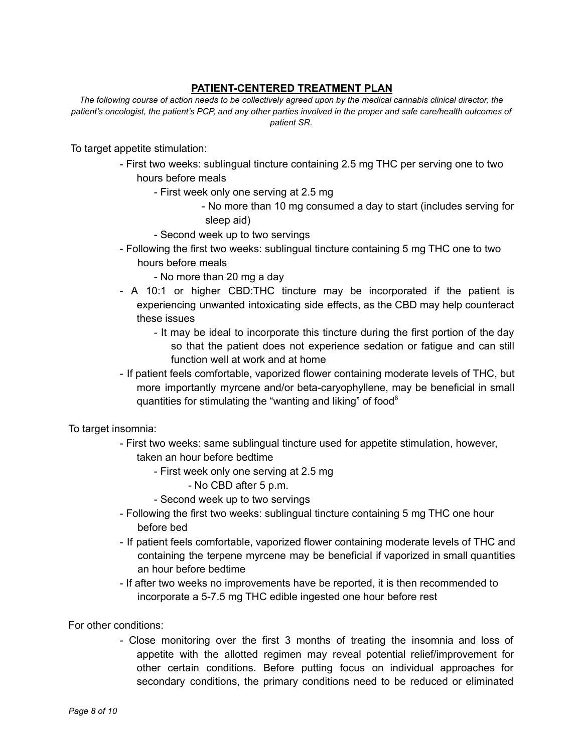## PATIENT-CENTERED TREATMENT PLAN

*The following course of action needs to be collectively agreed upon by the medical cannabis clinical director, the patient's oncologist, the patient's PCP, and any other parties involved in the proper and safe care/health outcomes of patient SR.*

To target appetite stimulation:

- First two weeks: sublingual tincture containing 2.5 mg THC per serving one to two hours before meals
    - First week only one serving at 2.5 mg
        - No more than 10 mg consumed a day to start (includes serving for sleep aid)
    - Second week up to two servings
- Following the first two weeks: sublingual tincture containing 5 mg THC one to two hours before meals
    - No more than 20 mg a day
- A 10:1 or higher CBD:THC tincture may be incorporated if the patient is experiencing unwanted intoxicating side effects, as the CBD may help counteract these issues
    - It may be ideal to incorporate this tincture during the first portion of the day so that the patient does not experience sedation or fatigue and can still function well at work and at home
- If patient feels comfortable, vaporized flower containing moderate levels of THC, but more importantly myrcene and/or beta-caryophyllene, may be beneficial in small quantities for stimulating the "wanting and liking" of food[6]

To target insomnia:

- First two weeks: same sublingual tincture used for appetite stimulation, however, taken an hour before bedtime
    - First week only one serving at 2.5 mg
        - No CBD after 5 p.m.
    - Second week up to two servings
- Following the first two weeks: sublingual tincture containing 5 mg THC one hour before bed
- If patient feels comfortable, vaporized flower containing moderate levels of THC and containing the terpene myrcene may be beneficial if vaporized in small quantities an hour before bedtime
- If after two weeks no improvements have be reported, it is then recommended to incorporate a 5-7.5 mg THC edible ingested one hour before rest

For other conditions:

- Close monitoring over the first 3 months of treating the insomnia and loss of appetite with the allotted regimen may reveal potential relief/improvement for other certain conditions. Before putting focus on individual approaches for secondary conditions, the primary conditions need to be reduced or eliminated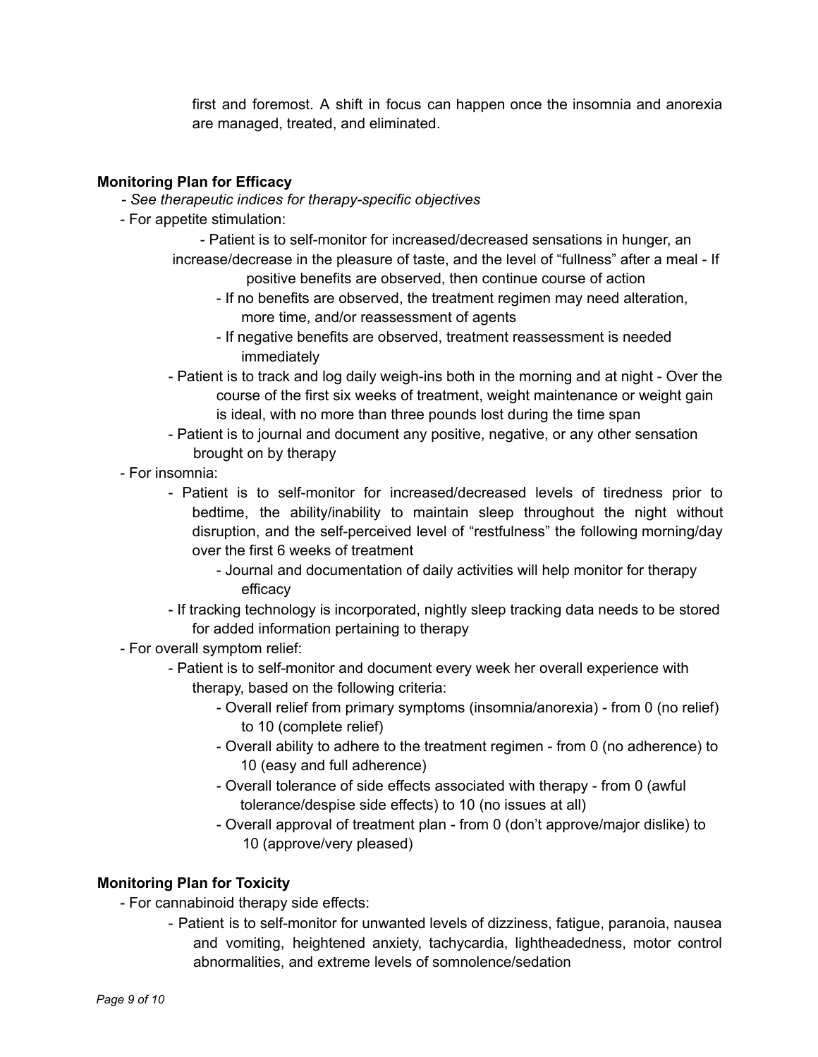first and foremost. A shift in focus can happen once the insomnia and anorexia are managed, treated, and eliminated.

**Monitoring Plan for Efficacy**

- *See therapeutic indices for therapy-specific objectives*
- For appetite stimulation:
    - Patient is to self-monitor for increased/decreased sensations in hunger, an increase/decrease in the pleasure of taste, and the level of "fullness" after a meal - If positive benefits are observed, then continue course of action
        - If no benefits are observed, the treatment regimen may need alteration, more time, and/or reassessment of agents
        - If negative benefits are observed, treatment reassessment is needed immediately
    - Patient is to track and log daily weigh-ins both in the morning and at night - Over the course of the first six weeks of treatment, weight maintenance or weight gain is ideal, with no more than three pounds lost during the time span
    - Patient is to journal and document any positive, negative, or any other sensation brought on by therapy
- For insomnia:
    - Patient is to self-monitor for increased/decreased levels of tiredness prior to bedtime, the ability/inability to maintain sleep throughout the night without disruption, and the self-perceived level of "restfulness" the following morning/day over the first 6 weeks of treatment
        - Journal and documentation of daily activities will help monitor for therapy efficacy
    - If tracking technology is incorporated, nightly sleep tracking data needs to be stored for added information pertaining to therapy
- For overall symptom relief:
    - Patient is to self-monitor and document every week her overall experience with therapy, based on the following criteria:
        - Overall relief from primary symptoms (insomnia/anorexia) - from 0 (no relief) to 10 (complete relief)
        - Overall ability to adhere to the treatment regimen - from 0 (no adherence) to 10 (easy and full adherence)
        - Overall tolerance of side effects associated with therapy - from 0 (awful tolerance/despise side effects) to 10 (no issues at all)
        - Overall approval of treatment plan - from 0 (don't approve/major dislike) to 10 (approve/very pleased)

**Monitoring Plan for Toxicity**

- For cannabinoid therapy side effects:
    - Patient is to self-monitor for unwanted levels of dizziness, fatigue, paranoia, nausea and vomiting, heightened anxiety, tachycardia, lightheadedness, motor control abnormalities, and extreme levels of somnolence/sedation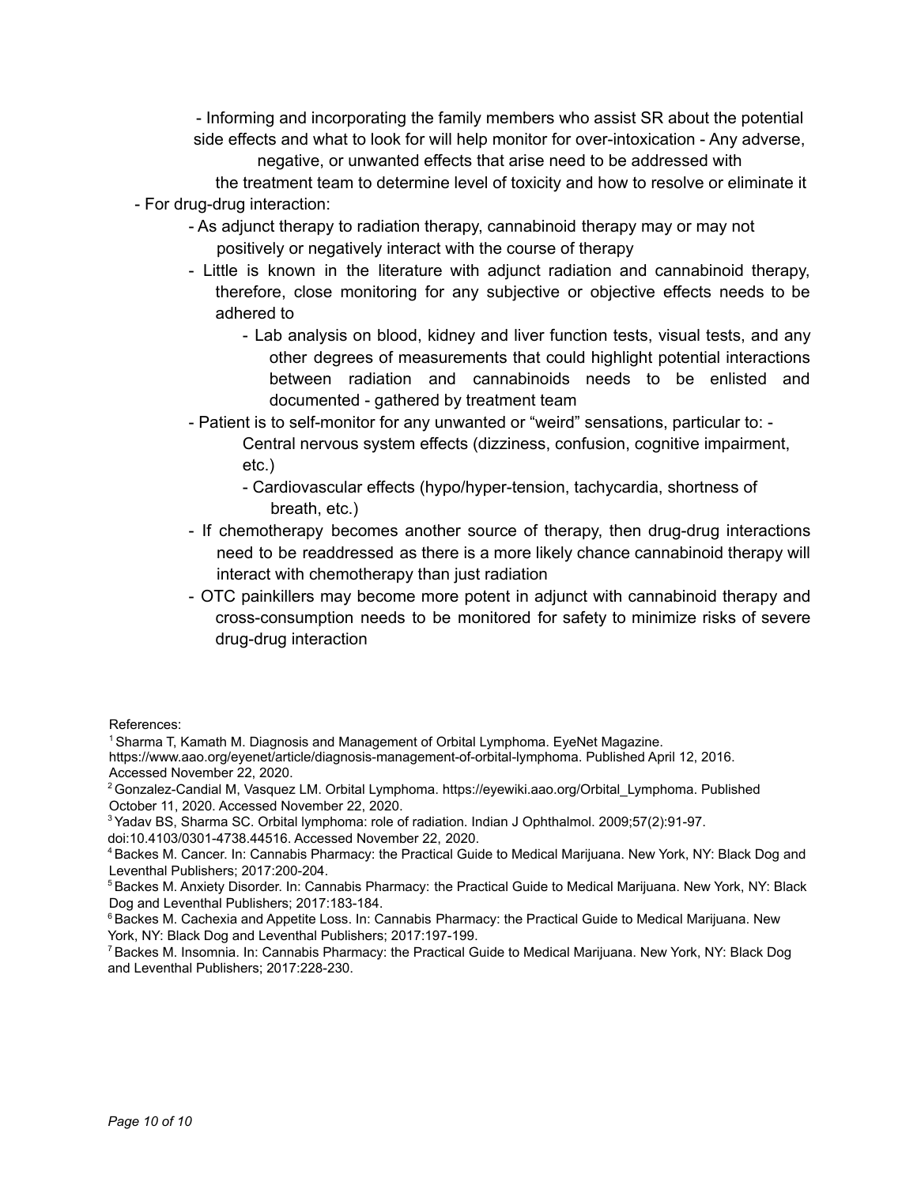- Informing and incorporating the family members who assist SR about the potential side effects and what to look for will help monitor for over-intoxication - Any adverse, negative, or unwanted effects that arise need to be addressed with the treatment team to determine level of toxicity and how to resolve or eliminate it

- For drug-drug interaction:
    - As adjunct therapy to radiation therapy, cannabinoid therapy may or may not positively or negatively interact with the course of therapy
    - Little is known in the literature with adjunct radiation and cannabinoid therapy, therefore, close monitoring for any subjective or objective effects needs to be adhered to
        - Lab analysis on blood, kidney and liver function tests, visual tests, and any other degrees of measurements that could highlight potential interactions between radiation and cannabinoids needs to be enlisted and documented - gathered by treatment team
    - Patient is to self-monitor for any unwanted or "weird" sensations, particular to: -
        Central nervous system effects (dizziness, confusion, cognitive impairment, etc.)
        - Cardiovascular effects (hypo/hyper-tension, tachycardia, shortness of breath, etc.)
    - If chemotherapy becomes another source of therapy, then drug-drug interactions need to be readdressed as there is a more likely chance cannabinoid therapy will interact with chemotherapy than just radiation
    - OTC painkillers may become more potent in adjunct with cannabinoid therapy and cross-consumption needs to be monitored for safety to minimize risks of severe drug-drug interaction

References:

[1] Sharma T, Kamath M. Diagnosis and Management of Orbital Lymphoma. EyeNet Magazine. https://www.aao.org/eyenet/article/diagnosis-management-of-orbital-lymphoma. Published April 12, 2016. Accessed November 22, 2020.

[2] Gonzalez-Candial M, Vasquez LM. Orbital Lymphoma. https://eyewiki.aao.org/Orbital_Lymphoma. Published October 11, 2020. Accessed November 22, 2020.

[3] Yadav BS, Sharma SC. Orbital lymphoma: role of radiation. Indian J Ophthalmol. 2009;57(2):91-97. doi:10.4103/0301-4738.44516. Accessed November 22, 2020.

[4] Backes M. Cancer. In: Cannabis Pharmacy: the Practical Guide to Medical Marijuana. New York, NY: Black Dog and Leventhal Publishers; 2017:200-204.

[5] Backes M. Anxiety Disorder. In: Cannabis Pharmacy: the Practical Guide to Medical Marijuana. New York, NY: Black Dog and Leventhal Publishers; 2017:183-184.

[6] Backes M. Cachexia and Appetite Loss. In: Cannabis Pharmacy: the Practical Guide to Medical Marijuana. New York, NY: Black Dog and Leventhal Publishers; 2017:197-199.

[7] Backes M. Insomnia. In: Cannabis Pharmacy: the Practical Guide to Medical Marijuana. New York, NY: Black Dog and Leventhal Publishers; 2017:228-230.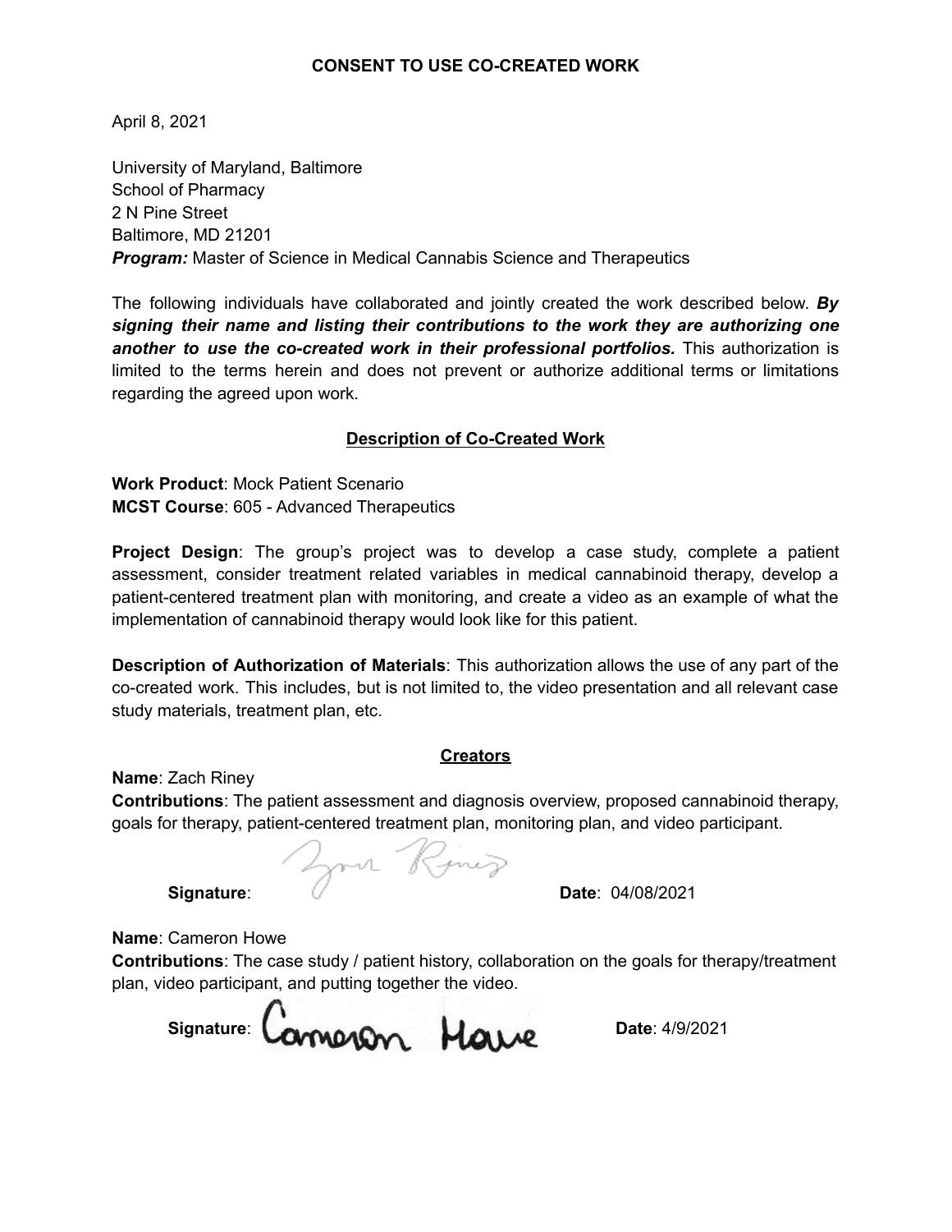# CONSENT TO USE CO-CREATED WORK

April 8, 2021

University of Maryland, Baltimore
School of Pharmacy
2 N Pine Street
Baltimore, MD 21201
***Program:*** Master of Science in Medical Cannabis Science and Therapeutics

The following individuals have collaborated and jointly created the work described below. ***By signing their name and listing their contributions to the work they are authorizing one another to use the co-created work in their professional portfolios.*** This authorization is limited to the terms herein and does not prevent or authorize additional terms or limitations regarding the agreed upon work.

## Description of Co-Created Work

**Work Product**: Mock Patient Scenario
**MCST Course**: 605 - Advanced Therapeutics

**Project Design**: The group's project was to develop a case study, complete a patient assessment, consider treatment related variables in medical cannabinoid therapy, develop a patient-centered treatment plan with monitoring, and create a video as an example of what the implementation of cannabinoid therapy would look like for this patient.

**Description of Authorization of Materials**: This authorization allows the use of any part of the co-created work. This includes, but is not limited to, the video presentation and all relevant case study materials, treatment plan, etc.

## Creators

**Name**: Zach Riney
**Contributions**: The patient assessment and diagnosis overview, proposed cannabinoid therapy, goals for therapy, patient-centered treatment plan, monitoring plan, and video participant.

**Signature**: Zach Riney **Date**: 04/08/2021

**Name**: Cameron Howe
**Contributions**: The case study / patient history, collaboration on the goals for therapy/treatment plan, video participant, and putting together the video.

**Signature**: Cameron Howe **Date**: 4/9/2021